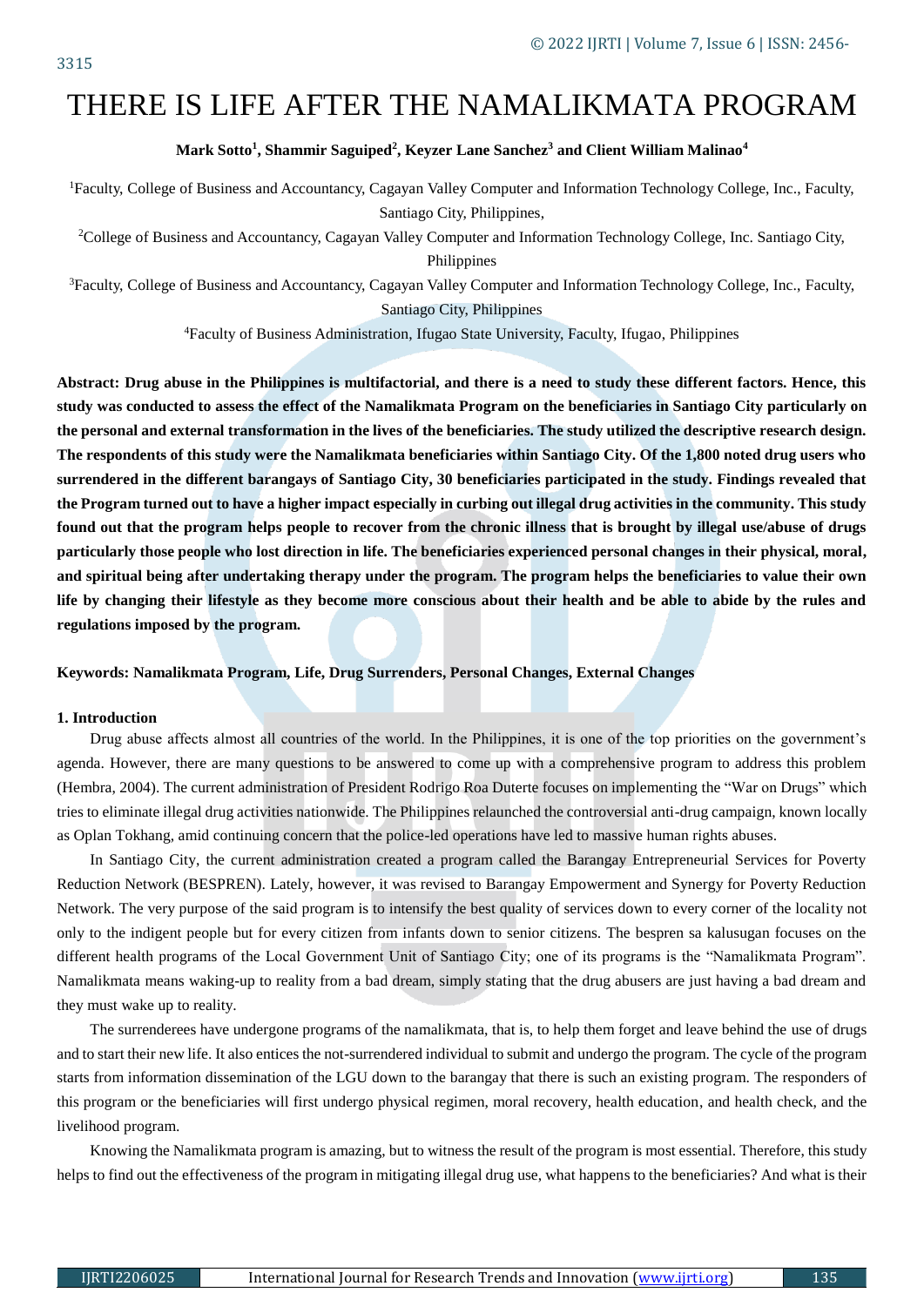# THERE IS LIFE AFTER THE NAMALIKMATA PROGRAM

**Mark Sotto[1], Shammir Saguiped[2], Keyzer Lane Sanchez[3] and Client William Malinao[4]**

[1]Faculty, College of Business and Accountancy, Cagayan Valley Computer and Information Technology College, Inc., Faculty, Santiago City, Philippines,

[2]College of Business and Accountancy, Cagayan Valley Computer and Information Technology College, Inc. Santiago City, Philippines

[3]Faculty, College of Business and Accountancy, Cagayan Valley Computer and Information Technology College, Inc., Faculty, Santiago City, Philippines

[4]Faculty of Business Administration, Ifugao State University, Faculty, Ifugao, Philippines

**Abstract: Drug abuse in the Philippines is multifactorial, and there is a need to study these different factors. Hence, this study was conducted to assess the effect of the Namalikmata Program on the beneficiaries in Santiago City particularly on the personal and external transformation in the lives of the beneficiaries. The study utilized the descriptive research design. The respondents of this study were the Namalikmata beneficiaries within Santiago City. Of the 1,800 noted drug users who surrendered in the different barangays of Santiago City, 30 beneficiaries participated in the study. Findings revealed that the Program turned out to have a higher impact especially in curbing out illegal drug activities in the community. This study found out that the program helps people to recover from the chronic illness that is brought by illegal use/abuse of drugs particularly those people who lost direction in life. The beneficiaries experienced personal changes in their physical, moral, and spiritual being after undertaking therapy under the program. The program helps the beneficiaries to value their own life by changing their lifestyle as they become more conscious about their health and be able to abide by the rules and regulations imposed by the program.**

**Keywords: Namalikmata Program, Life, Drug Surrenders, Personal Changes, External Changes**

## 1. Introduction

Drug abuse affects almost all countries of the world. In the Philippines, it is one of the top priorities on the government's agenda. However, there are many questions to be answered to come up with a comprehensive program to address this problem (Hembra, 2004). The current administration of President Rodrigo Roa Duterte focuses on implementing the "War on Drugs" which tries to eliminate illegal drug activities nationwide. The Philippines relaunched the controversial anti-drug campaign, known locally as Oplan Tokhang, amid continuing concern that the police-led operations have led to massive human rights abuses.

In Santiago City, the current administration created a program called the Barangay Entrepreneurial Services for Poverty Reduction Network (BESPREN). Lately, however, it was revised to Barangay Empowerment and Synergy for Poverty Reduction Network. The very purpose of the said program is to intensify the best quality of services down to every corner of the locality not only to the indigent people but for every citizen from infants down to senior citizens. The bespren sa kalusugan focuses on the different health programs of the Local Government Unit of Santiago City; one of its programs is the "Namalikmata Program". Namalikmata means waking-up to reality from a bad dream, simply stating that the drug abusers are just having a bad dream and they must wake up to reality.

The surrenderees have undergone programs of the namalikmata, that is, to help them forget and leave behind the use of drugs and to start their new life. It also entices the not-surrendered individual to submit and undergo the program. The cycle of the program starts from information dissemination of the LGU down to the barangay that there is such an existing program. The responders of this program or the beneficiaries will first undergo physical regimen, moral recovery, health education, and health check, and the livelihood program.

Knowing the Namalikmata program is amazing, but to witness the result of the program is most essential. Therefore, this study helps to find out the effectiveness of the program in mitigating illegal drug use, what happens to the beneficiaries? And what is their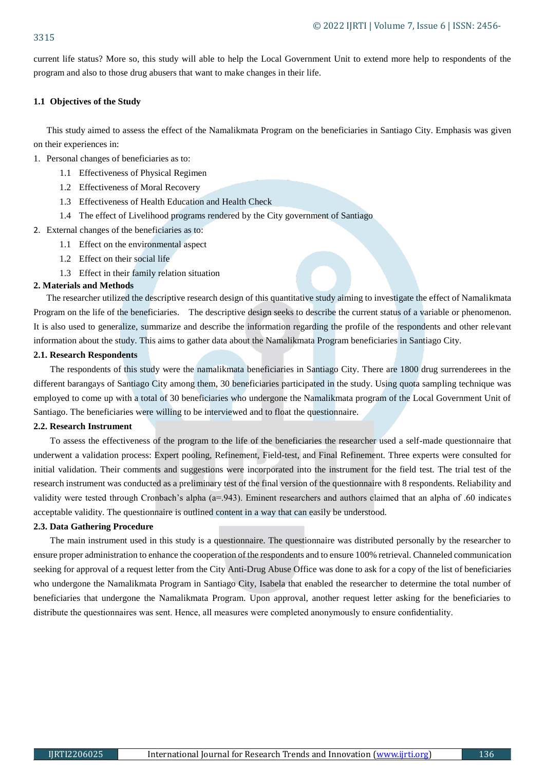current life status? More so, this study will able to help the Local Government Unit to extend more help to respondents of the program and also to those drug abusers that want to make changes in their life.

### 1.1 Objectives of the Study

This study aimed to assess the effect of the Namalikmata Program on the beneficiaries in Santiago City. Emphasis was given on their experiences in:

1. Personal changes of beneficiaries as to:
   - 1.1 Effectiveness of Physical Regimen
   - 1.2 Effectiveness of Moral Recovery
   - 1.3 Effectiveness of Health Education and Health Check
   - 1.4 The effect of Livelihood programs rendered by the City government of Santiago
2. External changes of the beneficiaries as to:
   - 1.1 Effect on the environmental aspect
   - 1.2 Effect on their social life
   - 1.3 Effect in their family relation situation

## 2. Materials and Methods

The researcher utilized the descriptive research design of this quantitative study aiming to investigate the effect of Namalikmata Program on the life of the beneficiaries. The descriptive design seeks to describe the current status of a variable or phenomenon. It is also used to generalize, summarize and describe the information regarding the profile of the respondents and other relevant information about the study. This aims to gather data about the Namalikmata Program beneficiaries in Santiago City.

### 2.1. Research Respondents

The respondents of this study were the namalikmata beneficiaries in Santiago City. There are 1800 drug surrenderees in the different barangays of Santiago City among them, 30 beneficiaries participated in the study. Using quota sampling technique was employed to come up with a total of 30 beneficiaries who undergone the Namalikmata program of the Local Government Unit of Santiago. The beneficiaries were willing to be interviewed and to float the questionnaire.

### 2.2. Research Instrument

To assess the effectiveness of the program to the life of the beneficiaries the researcher used a self-made questionnaire that underwent a validation process: Expert pooling, Refinement, Field-test, and Final Refinement. Three experts were consulted for initial validation. Their comments and suggestions were incorporated into the instrument for the field test. The trial test of the research instrument was conducted as a preliminary test of the final version of the questionnaire with 8 respondents. Reliability and validity were tested through Cronbach's alpha (a=.943). Eminent researchers and authors claimed that an alpha of .60 indicates acceptable validity. The questionnaire is outlined content in a way that can easily be understood.

### 2.3. Data Gathering Procedure

The main instrument used in this study is a questionnaire. The questionnaire was distributed personally by the researcher to ensure proper administration to enhance the cooperation of the respondents and to ensure 100% retrieval. Channeled communication seeking for approval of a request letter from the City Anti-Drug Abuse Office was done to ask for a copy of the list of beneficiaries who undergone the Namalikmata Program in Santiago City, Isabela that enabled the researcher to determine the total number of beneficiaries that undergone the Namalikmata Program. Upon approval, another request letter asking for the beneficiaries to distribute the questionnaires was sent. Hence, all measures were completed anonymously to ensure confidentiality.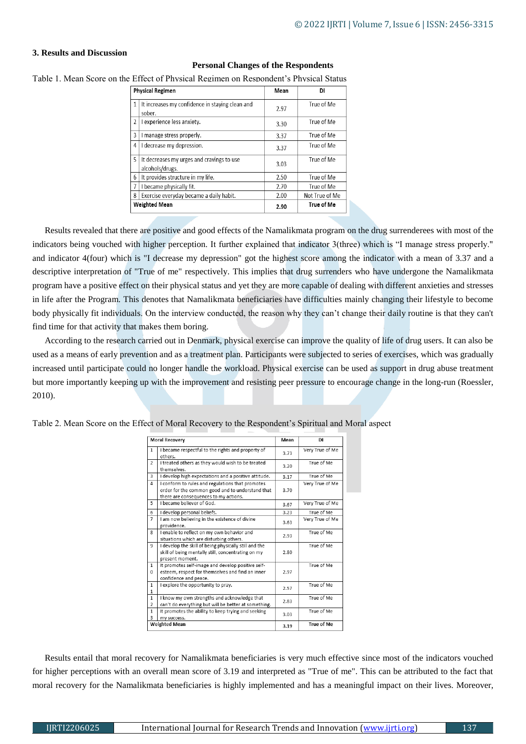## 3. Results and Discussion

### Personal Changes of the Respondents

Table 1. Mean Score on the Effect of Physical Regimen on Respondent's Physical Status

| | Physical Regimen | Mean | DI |
|---|---|---|---|
| 1 | It increases my confidence in staying clean and sober. | 2.97 | True of Me |
| 2 | I experience less anxiety. | 3.30 | True of Me |
| 3 | I manage stress properly. | 3.37 | True of Me |
| 4 | I decrease my depression. | 3.37 | True of Me |
| 5 | It decreases my urges and cravings to use alcohols/drugs. | 3.03 | True of Me |
| 6 | It provides structure in my life. | 2.50 | True of Me |
| 7 | I became physically fit. | 2.70 | True of Me |
| 8 | Exercise everyday became a daily habit. | 2.00 | Not True of Me |
| | **Weighted Mean** | **2.90** | **True of Me** |

Results revealed that there are positive and good effects of the Namalikmata program on the drug surrenderees with most of the indicators being vouched with higher perception. It further explained that indicator 3(three) which is "I manage stress properly." and indicator 4(four) which is "I decrease my depression" got the highest score among the indicator with a mean of 3.37 and a descriptive interpretation of "True of me" respectively. This implies that drug surrenders who have undergone the Namalikmata program have a positive effect on their physical status and yet they are more capable of dealing with different anxieties and stresses in life after the Program. This denotes that Namalikmata beneficiaries have difficulties mainly changing their lifestyle to become body physically fit individuals. On the interview conducted, the reason why they can't change their daily routine is that they can't find time for that activity that makes them boring.

According to the research carried out in Denmark, physical exercise can improve the quality of life of drug users. It can also be used as a means of early prevention and as a treatment plan. Participants were subjected to series of exercises, which was gradually increased until participate could no longer handle the workload. Physical exercise can be used as support in drug abuse treatment but more importantly keeping up with the improvement and resisting peer pressure to encourage change in the long-run (Roessler, 2010).

Table 2. Mean Score on the Effect of Moral Recovery to the Respondent's Spiritual and Moral aspect

| | Moral Recovery | Mean | DI |
|---|---|---|---|
| 1 | I became respectful to the rights and property of others. | 3.73 | Very True of Me |
| 2 | I treated others as they would wish to be treated themselves. | 3.20 | True of Me |
| 3 | I develop high expectations and a positive attitude. | 3.17 | True of Me |
| 4 | I conform to rules and regulations that promotes order for the common good and to understand that there are consequences to my actions. | 3.70 | Very True of Me |
| 5 | I became believer of God. | 3.67 | Very True of Me |
| 6 | I develop personal beliefs. | 3.23 | True of Me |
| 7 | I am now believing in the existence of divine providence. | 3.63 | Very True of Me |
| 8 | I enable to reflect on my own behavior and situations which are disturbing others. | 2.93 | True of Me |
| 9 | I develop the skill of being physically still and the skill of being mentally still, concentrating on my present moment. | 2.80 | True of Me |
| 10 | It promotes self-image and develop positive self-esteem, respect for themselves and find an inner confidence and peace. | 2.97 | True of Me |
| 11 | I explore the opportunity to pray. | 2.57 | True of Me |
| 12 | I know my own strengths and acknowledge that can't do everything but will be better at something. | 2.83 | True of Me |
| 13 | It promotes the ability to keep trying and seeking my success. | 3.03 | True of Me |
| | Weighted Mean | 3.19 | True of Me |

Results entail that moral recovery for Namalikmata beneficiaries is very much effective since most of the indicators vouched for higher perceptions with an overall mean score of 3.19 and interpreted as "True of me". This can be attributed to the fact that moral recovery for the Namalikmata beneficiaries is highly implemented and has a meaningful impact on their lives. Moreover,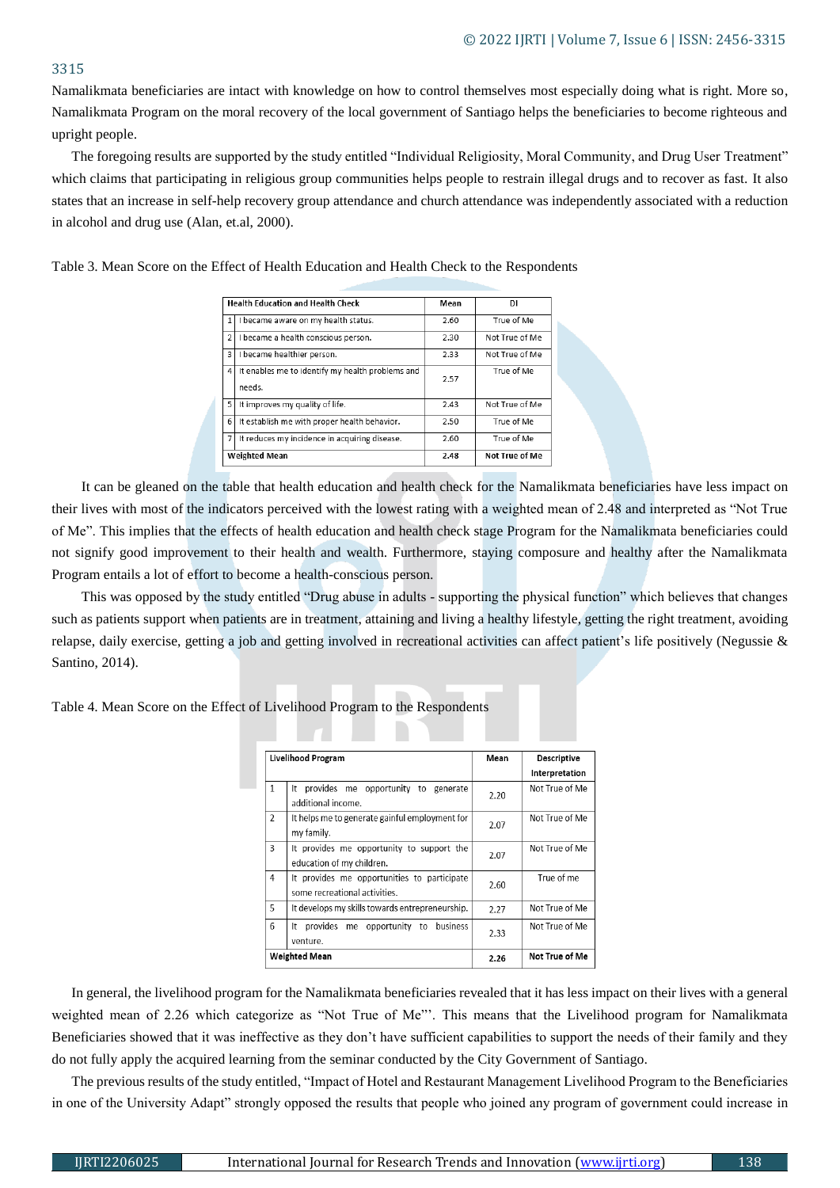Namalikmata beneficiaries are intact with knowledge on how to control themselves most especially doing what is right. More so, Namalikmata Program on the moral recovery of the local government of Santiago helps the beneficiaries to become righteous and upright people.

The foregoing results are supported by the study entitled "Individual Religiosity, Moral Community, and Drug User Treatment" which claims that participating in religious group communities helps people to restrain illegal drugs and to recover as fast. It also states that an increase in self-help recovery group attendance and church attendance was independently associated with a reduction in alcohol and drug use (Alan, et.al, 2000).

Table 3. Mean Score on the Effect of Health Education and Health Check to the Respondents

| | Health Education and Health Check | Mean | DI |
|---|---|---|---|
| 1 | I became aware on my health status. | 2.60 | True of Me |
| 2 | I became a health conscious person. | 2.30 | Not True of Me |
| 3 | I became healthier person. | 2.33 | Not True of Me |
| 4 | It enables me to identify my health problems and needs. | 2.57 | True of Me |
| 5 | It improves my quality of life. | 2.43 | Not True of Me |
| 6 | It establish me with proper health behavior. | 2.50 | True of Me |
| 7 | It reduces my incidence in acquiring disease. | 2.60 | True of Me |
| **Weighted Mean** | | **2.48** | **Not True of Me** |

It can be gleaned on the table that health education and health check for the Namalikmata beneficiaries have less impact on their lives with most of the indicators perceived with the lowest rating with a weighted mean of 2.48 and interpreted as "Not True of Me". This implies that the effects of health education and health check stage Program for the Namalikmata beneficiaries could not signify good improvement to their health and wealth. Furthermore, staying composure and healthy after the Namalikmata Program entails a lot of effort to become a health-conscious person.

This was opposed by the study entitled "Drug abuse in adults - supporting the physical function" which believes that changes such as patients support when patients are in treatment, attaining and living a healthy lifestyle, getting the right treatment, avoiding relapse, daily exercise, getting a job and getting involved in recreational activities can affect patient's life positively (Negussie & Santino, 2014).

Table 4. Mean Score on the Effect of Livelihood Program to the Respondents

| | Livelihood Program | Mean | Descriptive Interpretation |
|---|---|---|---|
| 1 | It provides me opportunity to generate additional income. | 2.20 | Not True of Me |
| 2 | It helps me to generate gainful employment for my family. | 2.07 | Not True of Me |
| 3 | It provides me opportunity to support the education of my children. | 2.07 | Not True of Me |
| 4 | It provides me opportunities to participate some recreational activities. | 2.60 | True of me |
| 5 | It develops my skills towards entrepreneurship. | 2.27 | Not True of Me |
| 6 | It provides me opportunity to business venture. | 2.33 | Not True of Me |
| **Weighted Mean** | | **2.26** | **Not True of Me** |

In general, the livelihood program for the Namalikmata beneficiaries revealed that it has less impact on their lives with a general weighted mean of 2.26 which categorize as "Not True of Me"'. This means that the Livelihood program for Namalikmata Beneficiaries showed that it was ineffective as they don't have sufficient capabilities to support the needs of their family and they do not fully apply the acquired learning from the seminar conducted by the City Government of Santiago.

The previous results of the study entitled, "Impact of Hotel and Restaurant Management Livelihood Program to the Beneficiaries in one of the University Adapt" strongly opposed the results that people who joined any program of government could increase in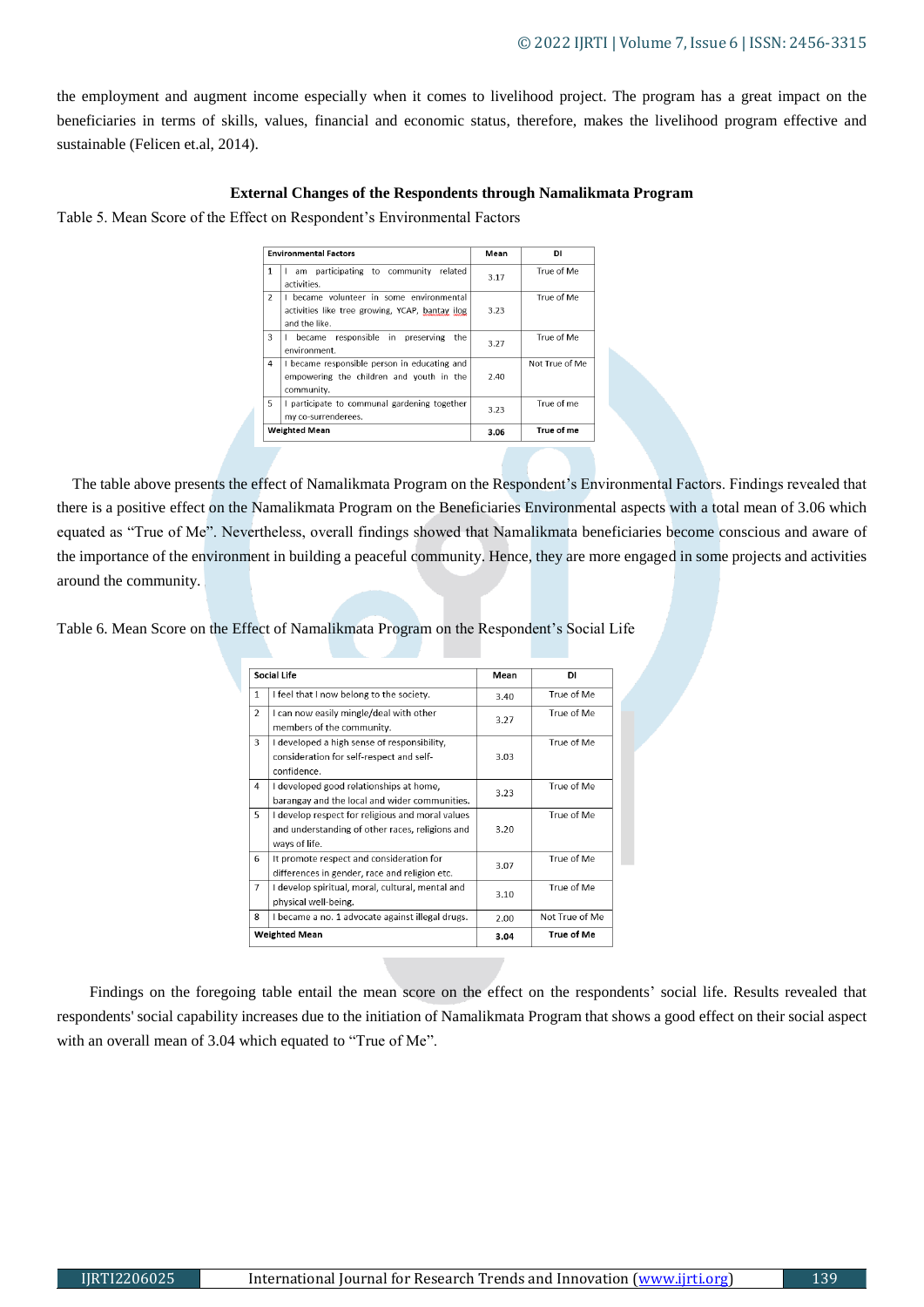the employment and augment income especially when it comes to livelihood project. The program has a great impact on the beneficiaries in terms of skills, values, financial and economic status, therefore, makes the livelihood program effective and sustainable (Felicen et.al, 2014).

### External Changes of the Respondents through Namalikmata Program

Table 5. Mean Score of the Effect on Respondent's Environmental Factors

| Environmental Factors | | Mean | DI |
|---|---|---|---|
| 1 | I am participating to community related activities. | 3.17 | True of Me |
| 2 | I became volunteer in some environmental activities like tree growing, YCAP, bantay ilog and the like. | 3.23 | True of Me |
| 3 | I became responsible in preserving the environment. | 3.27 | True of Me |
| 4 | I became responsible person in educating and empowering the children and youth in the community. | 2.40 | Not True of Me |
| 5 | I participate to communal gardening together my co-surrenderees. | 3.23 | True of me |
| **Weighted Mean** | | **3.06** | **True of me** |

The table above presents the effect of Namalikmata Program on the Respondent's Environmental Factors. Findings revealed that there is a positive effect on the Namalikmata Program on the Beneficiaries Environmental aspects with a total mean of 3.06 which equated as "True of Me". Nevertheless, overall findings showed that Namalikmata beneficiaries become conscious and aware of the importance of the environment in building a peaceful community. Hence, they are more engaged in some projects and activities around the community.

Table 6. Mean Score on the Effect of Namalikmata Program on the Respondent's Social Life

| Social Life | | Mean | DI |
|---|---|---|---|
| 1 | I feel that I now belong to the society. | 3.40 | True of Me |
| 2 | I can now easily mingle/deal with other members of the community. | 3.27 | True of Me |
| 3 | I developed a high sense of responsibility, consideration for self-respect and self-confidence. | 3.03 | True of Me |
| 4 | I developed good relationships at home, barangay and the local and wider communities. | 3.23 | True of Me |
| 5 | I develop respect for religious and moral values and understanding of other races, religions and ways of life. | 3.20 | True of Me |
| 6 | It promote respect and consideration for differences in gender, race and religion etc. | 3.07 | True of Me |
| 7 | I develop spiritual, moral, cultural, mental and physical well-being. | 3.10 | True of Me |
| 8 | I became a no. 1 advocate against illegal drugs. | 2.00 | Not True of Me |
| **Weighted Mean** | | **3.04** | **True of Me** |

Findings on the foregoing table entail the mean score on the effect on the respondents' social life. Results revealed that respondents' social capability increases due to the initiation of Namalikmata Program that shows a good effect on their social aspect with an overall mean of 3.04 which equated to "True of Me".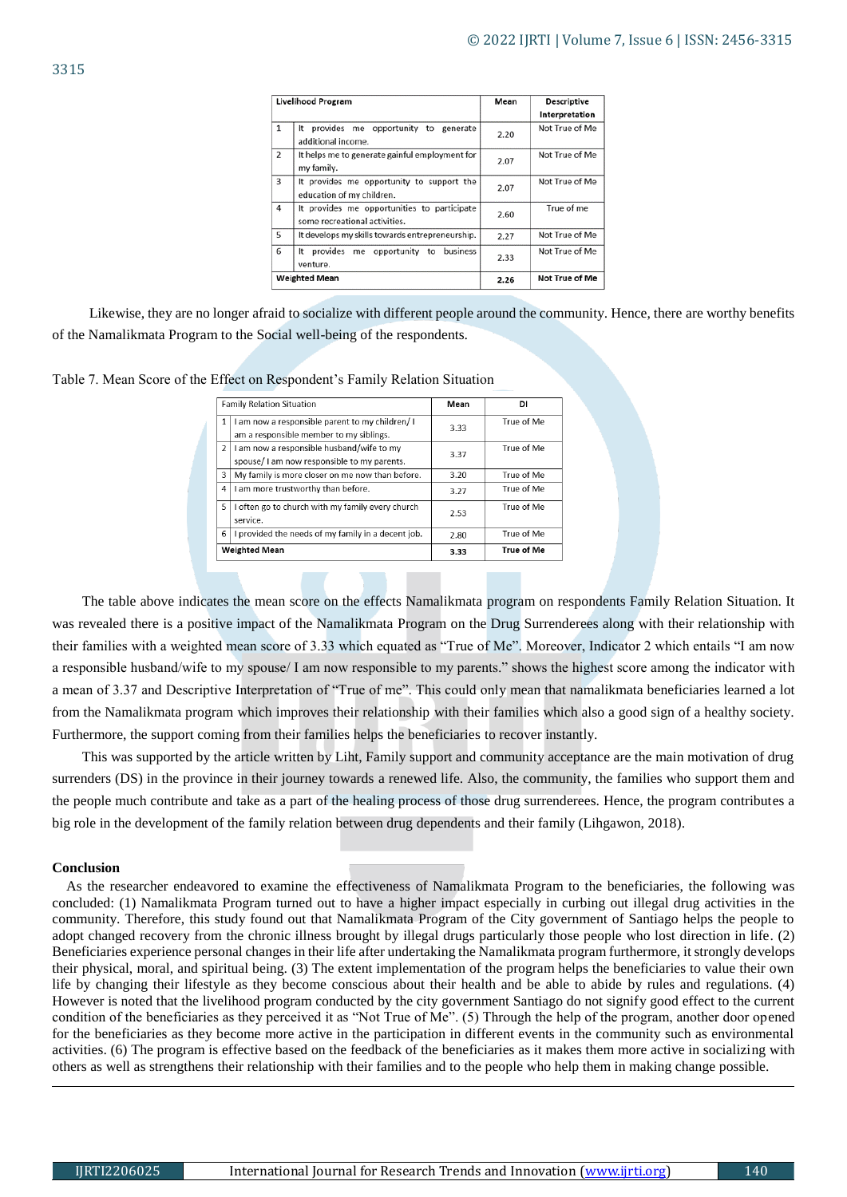| Livelihood Program | | Mean | Descriptive Interpretation |
|---|---|---|---|
| 1 | It provides me opportunity to generate additional income. | 2.20 | Not True of Me |
| 2 | It helps me to generate gainful employment for my family. | 2.07 | Not True of Me |
| 3 | It provides me opportunity to support the education of my children. | 2.07 | Not True of Me |
| 4 | It provides me opportunities to participate some recreational activities. | 2.60 | True of me |
| 5 | It develops my skills towards entrepreneurship. | 2.27 | Not True of Me |
| 6 | It provides me opportunity to business venture. | 2.33 | Not True of Me |
| **Weighted Mean** | | **2.26** | **Not True of Me** |

Likewise, they are no longer afraid to socialize with different people around the community. Hence, there are worthy benefits of the Namalikmata Program to the Social well-being of the respondents.

Table 7. Mean Score of the Effect on Respondent's Family Relation Situation

| Family Relation Situation | | Mean | DI |
|---|---|---|---|
| 1 | I am now a responsible parent to my children/ I am a responsible member to my siblings. | 3.33 | True of Me |
| 2 | I am now a responsible husband/wife to my spouse/ I am now responsible to my parents. | 3.37 | True of Me |
| 3 | My family is more closer on me now than before. | 3.20 | True of Me |
| 4 | I am more trustworthy than before. | 3.27 | True of Me |
| 5 | I often go to church with my family every church service. | 2.53 | True of Me |
| 6 | I provided the needs of my family in a decent job. | 2.80 | True of Me |
| **Weighted Mean** | | **3.33** | **True of Me** |

The table above indicates the mean score on the effects Namalikmata program on respondents Family Relation Situation. It was revealed there is a positive impact of the Namalikmata Program on the Drug Surrenderees along with their relationship with their families with a weighted mean score of 3.33 which equated as "True of Me". Moreover, Indicator 2 which entails "I am now a responsible husband/wife to my spouse/ I am now responsible to my parents." shows the highest score among the indicator with a mean of 3.37 and Descriptive Interpretation of "True of me". This could only mean that namalikmata beneficiaries learned a lot from the Namalikmata program which improves their relationship with their families which also a good sign of a healthy society. Furthermore, the support coming from their families helps the beneficiaries to recover instantly.

This was supported by the article written by Liht, Family support and community acceptance are the main motivation of drug surrenders (DS) in the province in their journey towards a renewed life. Also, the community, the families who support them and the people much contribute and take as a part of the healing process of those drug surrenderees. Hence, the program contributes a big role in the development of the family relation between drug dependents and their family (Lihgawon, 2018).

## Conclusion

As the researcher endeavored to examine the effectiveness of Namalikmata Program to the beneficiaries, the following was concluded: (1) Namalikmata Program turned out to have a higher impact especially in curbing out illegal drug activities in the community. Therefore, this study found out that Namalikmata Program of the City government of Santiago helps the people to adopt changed recovery from the chronic illness brought by illegal drugs particularly those people who lost direction in life. (2) Beneficiaries experience personal changes in their life after undertaking the Namalikmata program furthermore, it strongly develops their physical, moral, and spiritual being. (3) The extent implementation of the program helps the beneficiaries to value their own life by changing their lifestyle as they become conscious about their health and be able to abide by rules and regulations. (4) However is noted that the livelihood program conducted by the city government Santiago do not signify good effect to the current condition of the beneficiaries as they perceived it as "Not True of Me". (5) Through the help of the program, another door opened for the beneficiaries as they become more active in the participation in different events in the community such as environmental activities. (6) The program is effective based on the feedback of the beneficiaries as it makes them more active in socializing with others as well as strengthens their relationship with their families and to the people who help them in making change possible.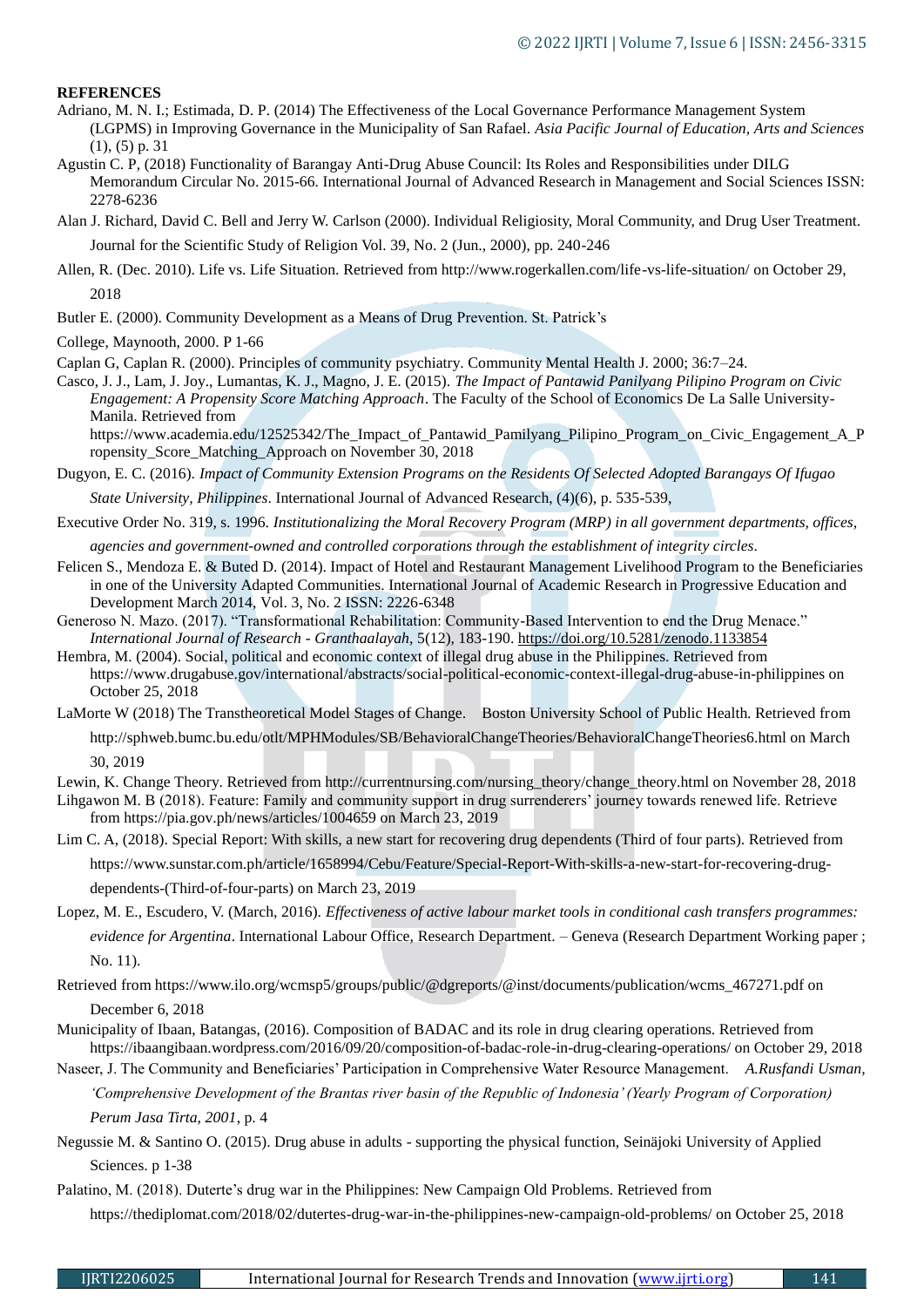**REFERENCES**

Adriano, M. N. I.; Estimada, D. P. (2014) The Effectiveness of the Local Governance Performance Management System (LGPMS) in Improving Governance in the Municipality of San Rafael. *Asia Pacific Journal of Education, Arts and Sciences* (1), (5) p. 31

Agustin C. P, (2018) Functionality of Barangay Anti-Drug Abuse Council: Its Roles and Responsibilities under DILG Memorandum Circular No. 2015-66. International Journal of Advanced Research in Management and Social Sciences ISSN: 2278-6236

Alan J. Richard, David C. Bell and Jerry W. Carlson (2000). Individual Religiosity, Moral Community, and Drug User Treatment. Journal for the Scientific Study of Religion Vol. 39, No. 2 (Jun., 2000), pp. 240-246

Allen, R. (Dec. 2010). Life vs. Life Situation. Retrieved from http://www.rogerkallen.com/life-vs-life-situation/ on October 29, 2018

Butler E. (2000). Community Development as a Means of Drug Prevention. St. Patrick's

College, Maynooth, 2000. P 1-66

Caplan G, Caplan R. (2000). Principles of community psychiatry. Community Mental Health J. 2000; 36:7–24.

Casco, J. J., Lam, J. Joy., Lumantas, K. J., Magno, J. E. (2015). *The Impact of Pantawid Panilyang Pilipino Program on Civic Engagement: A Propensity Score Matching Approach*. The Faculty of the School of Economics De La Salle University-Manila. Retrieved from https://www.academia.edu/12525342/The_Impact_of_Pantawid_Pamilyang_Pilipino_Program_on_Civic_Engagement_A_Propensity_Score_Matching_Approach on November 30, 2018

Dugyon, E. C. (2016). *Impact of Community Extension Programs on the Residents Of Selected Adopted Barangays Of Ifugao State University, Philippines*. International Journal of Advanced Research, (4)(6), p. 535-539,

Executive Order No. 319, s. 1996. *Institutionalizing the Moral Recovery Program (MRP) in all government departments, offices, agencies and government-owned and controlled corporations through the establishment of integrity circles*.

Felicen S., Mendoza E. & Buted D. (2014). Impact of Hotel and Restaurant Management Livelihood Program to the Beneficiaries in one of the University Adapted Communities. International Journal of Academic Research in Progressive Education and Development March 2014, Vol. 3, No. 2 ISSN: 2226-6348

Generoso N. Mazo. (2017). "Transformational Rehabilitation: Community-Based Intervention to end the Drug Menace." *International Journal of Research - Granthaalayah*, 5(12), 183-190. https://doi.org/10.5281/zenodo.1133854

Hembra, M. (2004). Social, political and economic context of illegal drug abuse in the Philippines. Retrieved from https://www.drugabuse.gov/international/abstracts/social-political-economic-context-illegal-drug-abuse-in-philippines on October 25, 2018

LaMorte W (2018) The Transtheoretical Model Stages of Change. Boston University School of Public Health. Retrieved from http://sphweb.bumc.bu.edu/otlt/MPHModules/SB/BehavioralChangeTheories/BehavioralChangeTheories6.html on March 30, 2019

Lewin, K. Change Theory. Retrieved from http://currentnursing.com/nursing_theory/change_theory.html on November 28, 2018

Lihgawon M. B (2018). Feature: Family and community support in drug surrenderers' journey towards renewed life. Retrieve from https://pia.gov.ph/news/articles/1004659 on March 23, 2019

Lim C. A, (2018). Special Report: With skills, a new start for recovering drug dependents (Third of four parts). Retrieved from https://www.sunstar.com.ph/article/1658994/Cebu/Feature/Special-Report-With-skills-a-new-start-for-recovering-drug-dependents-(Third-of-four-parts) on March 23, 2019

Lopez, M. E., Escudero, V. (March, 2016). *Effectiveness of active labour market tools in conditional cash transfers programmes: evidence for Argentina*. International Labour Office, Research Department. – Geneva (Research Department Working paper ; No. 11).

Retrieved from https://www.ilo.org/wcmsp5/groups/public/@dgreports/@inst/documents/publication/wcms_467271.pdf on December 6, 2018

Municipality of Ibaan, Batangas, (2016). Composition of BADAC and its role in drug clearing operations. Retrieved from https://ibaangibaan.wordpress.com/2016/09/20/composition-of-badac-role-in-drug-clearing-operations/ on October 29, 2018

Naseer, J. The Community and Beneficiaries' Participation in Comprehensive Water Resource Management. *A.Rusfandi Usman, 'Comprehensive Development of the Brantas river basin of the Republic of Indonesia' (Yearly Program of Corporation) Perum Jasa Tirta, 2001*, p. 4

Negussie M. & Santino O. (2015). Drug abuse in adults - supporting the physical function, Seinäjoki University of Applied Sciences. p 1-38

Palatino, M. (2018). Duterte's drug war in the Philippines: New Campaign Old Problems. Retrieved from https://thediplomat.com/2018/02/dutertes-drug-war-in-the-philippines-new-campaign-old-problems/ on October 25, 2018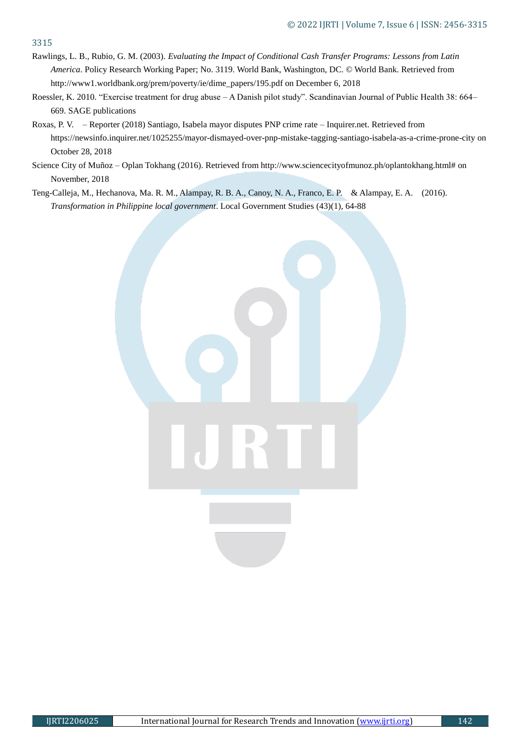3315

Rawlings, L. B., Rubio, G. M. (2003). *Evaluating the Impact of Conditional Cash Transfer Programs: Lessons from Latin America*. Policy Research Working Paper; No. 3119. World Bank, Washington, DC. © World Bank. Retrieved from http://www1.worldbank.org/prem/poverty/ie/dime_papers/195.pdf on December 6, 2018

Roessler, K. 2010. "Exercise treatment for drug abuse – A Danish pilot study". Scandinavian Journal of Public Health 38: 664–669. SAGE publications

Roxas, P. V. – Reporter (2018) Santiago, Isabela mayor disputes PNP crime rate – Inquirer.net. Retrieved from https://newsinfo.inquirer.net/1025255/mayor-dismayed-over-pnp-mistake-tagging-santiago-isabela-as-a-crime-prone-city on October 28, 2018

Science City of Muñoz – Oplan Tokhang (2016). Retrieved from http://www.sciencecityofmunoz.ph/oplantokhang.html# on November, 2018

Teng-Calleja, M., Hechanova, Ma. R. M., Alampay, R. B. A., Canoy, N. A., Franco, E. P. & Alampay, E. A. (2016). *Transformation in Philippine local government*. Local Government Studies (43)(1), 64-88